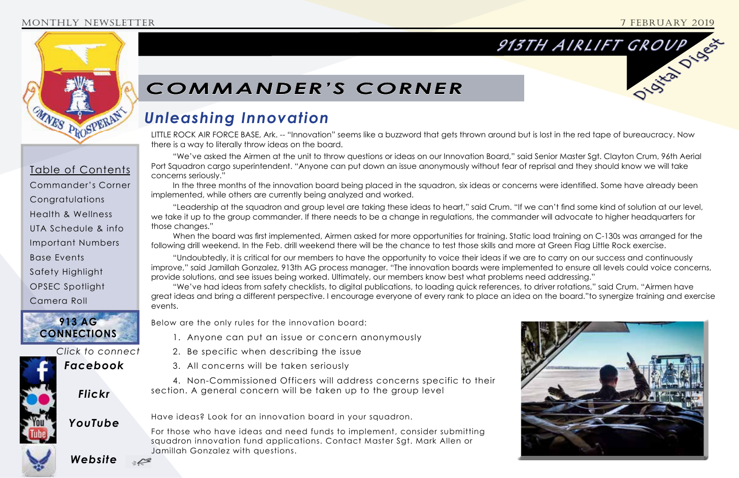MONTHLY NEWSLETTER 7 FEBRUARY 2019

# 913TH AIRLIFT GROUP Digital Digest

Table of Contents

- Commander's Corner
- Congratulations
- Health & Wellness
- UTA Schedule & info
- Important Numbers
- Base Events
- Safety Highlight
- OPSEC Spotlight
- Camera Roll

**913 AG CONNECTIONS**

*Click to connect*

***Facebook***

***Flickr***

***YouTube***

***Website***

## COMMANDER'S CORNER

### *Unleashing Innovation*

LITTLE ROCK AIR FORCE BASE, Ark. -- "Innovation" seems like a buzzword that gets thrown around but is lost in the red tape of bureaucracy. Now there is a way to literally throw ideas on the board.

"We've asked the Airmen at the unit to throw questions or ideas on our Innovation Board," said Senior Master Sgt. Clayton Crum, 96th Aerial Port Squadron cargo superintendent. "Anyone can put down an issue anonymously without fear of reprisal and they should know we will take concerns seriously."

In the three months of the innovation board being placed in the squadron, six ideas or concerns were identified. Some have already been implemented, while others are currently being analyzed and worked.

"Leadership at the squadron and group level are taking these ideas to heart," said Crum. "If we can't find some kind of solution at our level, we take it up to the group commander. If there needs to be a change in regulations, the commander will advocate to higher headquarters for those changes."

When the board was first implemented, Airmen asked for more opportunities for training. Static load training on C-130s was arranged for the following drill weekend. In the Feb. drill weekend there will be the chance to test those skills and more at Green Flag Little Rock exercise.

"Undoubtedly, it is critical for our members to have the opportunity to voice their ideas if we are to carry on our success and continuously improve," said Jamillah Gonzalez, 913th AG process manager. "The innovation boards were implemented to ensure all levels could voice concerns, provide solutions, and see issues being worked. Ultimately, our members know best what problems need addressing."

"We've had ideas from safety checklists, to digital publications, to loading quick references, to driver rotations," said Crum. "Airmen have great ideas and bring a different perspective. I encourage everyone of every rank to place an idea on the board."to synergize training and exercise events.

Below are the only rules for the innovation board:

1. Anyone can put down an issue or concern anonymously
2. Be specific when describing the issue
3. All concerns will be taken seriously
4. Non-Commissioned Officers will address concerns specific to their section. A general concern will be taken up to the group level

Have ideas? Look for an innovation board in your squadron.

For those who have ideas and need funds to implement, consider submitting squadron innovation fund applications. Contact Master Sgt. Mark Allen or Jamillah Gonzalez with questions.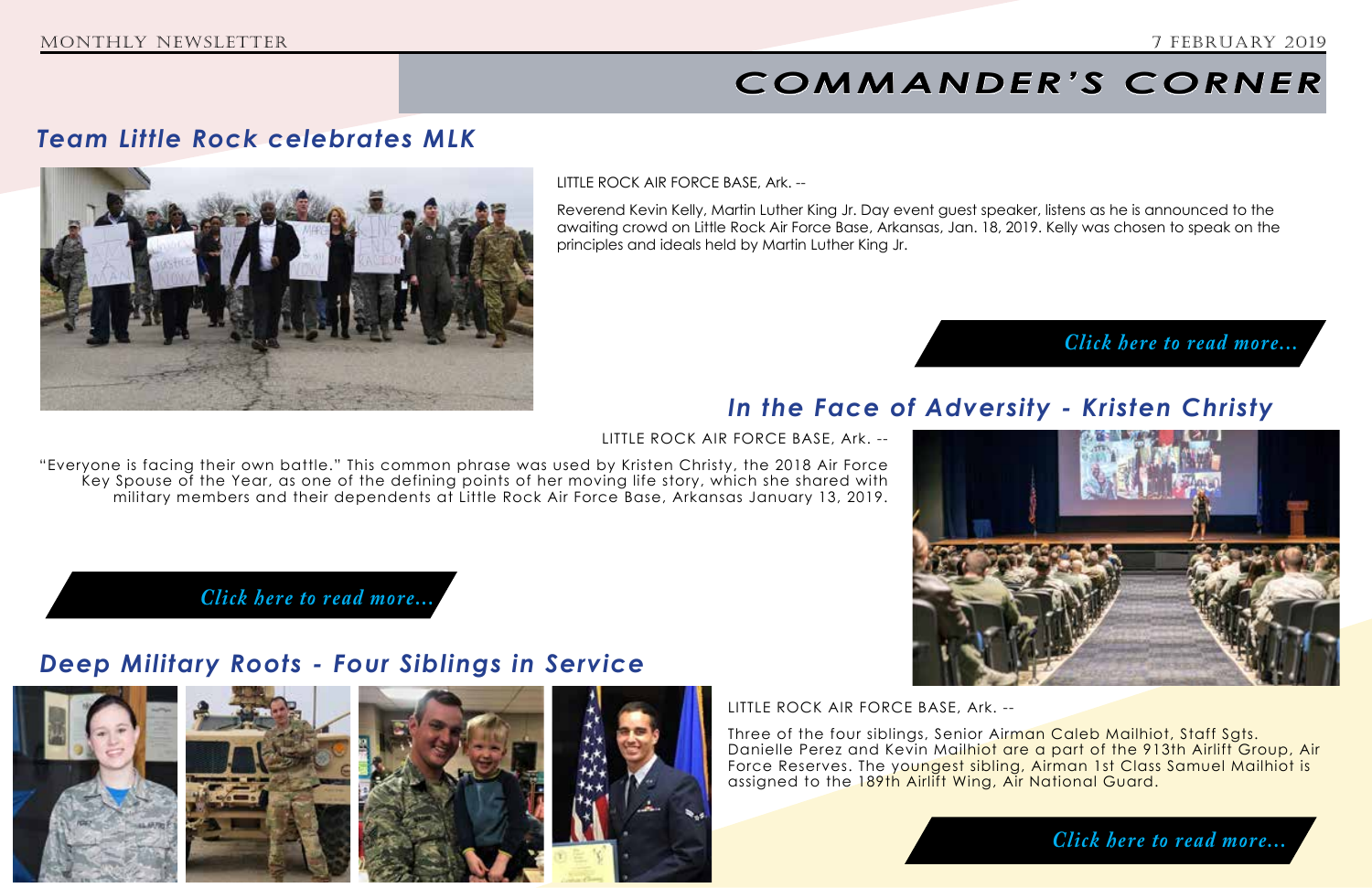# COMMANDER'S CORNER

## Team Little Rock celebrates MLK

LITTLE ROCK AIR FORCE BASE, Ark. --

Reverend Kevin Kelly, Martin Luther King Jr. Day event guest speaker, listens as he is announced to the awaiting crowd on Little Rock Air Force Base, Arkansas, Jan. 18, 2019. Kelly was chosen to speak on the principles and ideals held by Martin Luther King Jr.

*Click here to read more...*

## In the Face of Adversity - Kristen Christy

LITTLE ROCK AIR FORCE BASE, Ark. --

"Everyone is facing their own battle." This common phrase was used by Kristen Christy, the 2018 Air Force Key Spouse of the Year, as one of the defining points of her moving life story, which she shared with military members and their dependents at Little Rock Air Force Base, Arkansas January 13, 2019.

*Click here to read more...*

## Deep Military Roots - Four Siblings in Service

LITTLE ROCK AIR FORCE BASE, Ark. --

Three of the four siblings, Senior Airman Caleb Mailhiot, Staff Sgts. Danielle Perez and Kevin Mailhiot are a part of the 913th Airlift Group, Air Force Reserves. The youngest sibling, Airman 1st Class Samuel Mailhiot is assigned to the 189th Airlift Wing, Air National Guard.

*Click here to read more...*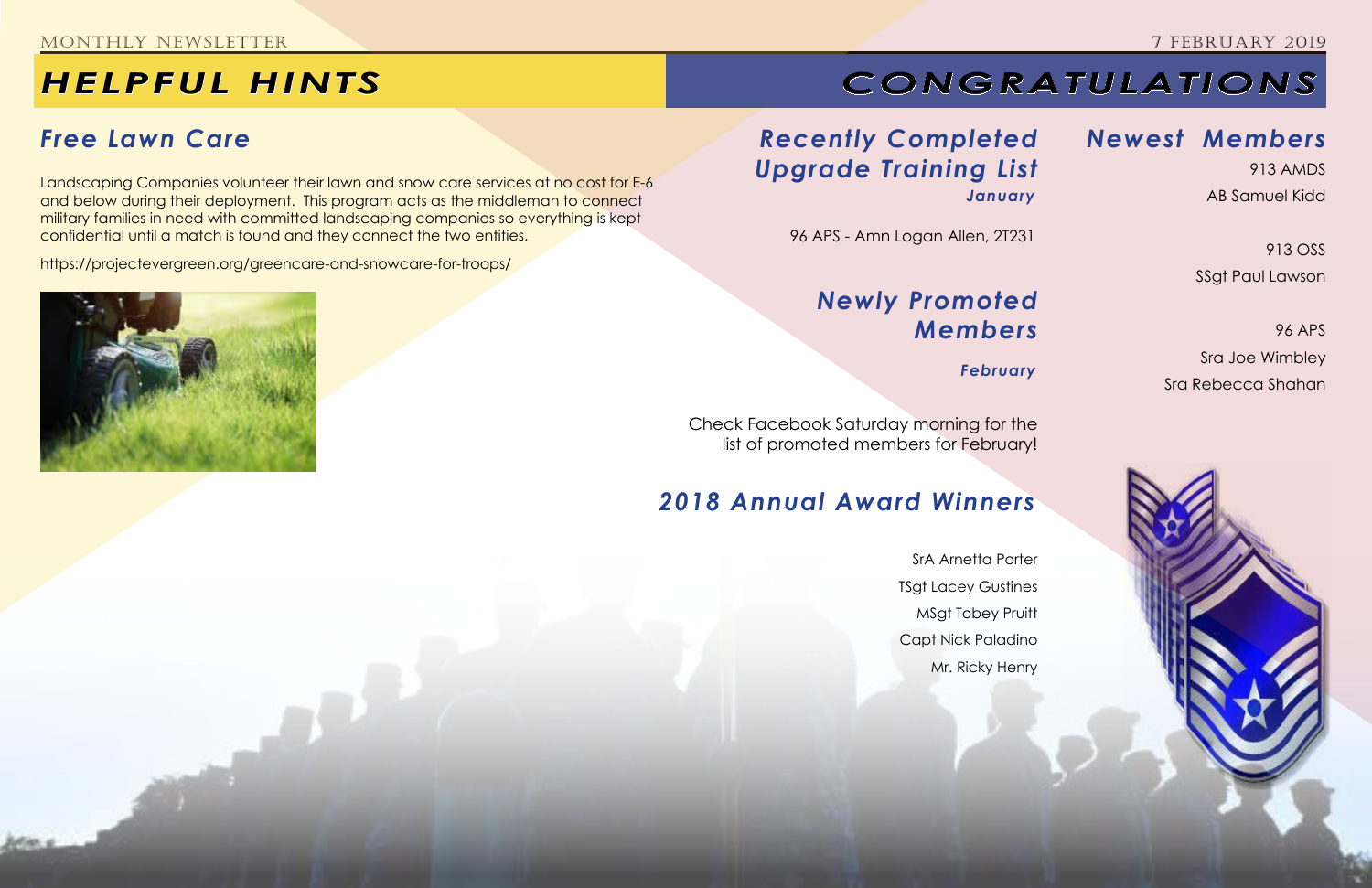# HELPFUL HINTS

## Free Lawn Care

Landscaping Companies volunteer their lawn and snow care services at no cost for E-6 and below during their deployment. This program acts as the middleman to connect military families in need with committed landscaping companies so everything is kept confidential until a match is found and they connect the two entities.

https://projectevergreen.org/greencare-and-snowcare-for-troops/

# CONGRATULATIONS

## Recently Completed Upgrade Training List

***January***

96 APS - Amn Logan Allen, 2T231

## Newly Promoted Members

***February***

Check Facebook Saturday morning for the list of promoted members for February!

## 2018 Annual Award Winners

SrA Arnetta Porter

TSgt Lacey Gustines

MSgt Tobey Pruitt

Capt Nick Paladino

Mr. Ricky Henry

## Newest Members

913 AMDS

AB Samuel Kidd

913 OSS

SSgt Paul Lawson

96 APS

Sra Joe Wimbley

Sra Rebecca Shahan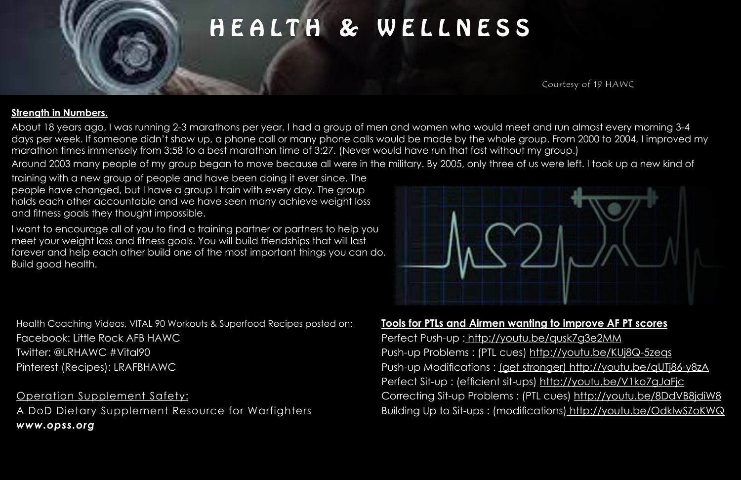# HEALTH & WELLNESS

Courtesy of 19 HAWC

**Strength in Numbers.**

About 18 years ago, I was running 2-3 marathons per year. I had a group of men and women who would meet and run almost every morning 3-4 days per week. If someone didn't show up, a phone call or many phone calls would be made by the whole group. From 2000 to 2004, I improved my marathon times immensely from 3:58 to a best marathon time of 3:27. (Never would have run that fast without my group.)

Around 2003 many people of my group began to move because all were in the military. By 2005, only three of us were left. I took up a new kind of training with a new group of people and have been doing it ever since. The people have changed, but I have a group I train with every day. The group holds each other accountable and we have seen many achieve weight loss and fitness goals they thought impossible.

I want to encourage all of you to find a training partner or partners to help you meet your weight loss and fitness goals. You will build friendships that will last forever and help each other build one of the most important things you can do. Build good health.

Health Coaching Videos, VITAL 90 Workouts & Superfood Recipes posted on:

Facebook: Little Rock AFB HAWC
Twitter: @LRHAWC #Vital90
Pinterest (Recipes): LRAFBHAWC

Operation Supplement Safety:

A DoD Dietary Supplement Resource for Warfighters
***www.opss.org***

**Tools for PTLs and Airmen wanting to improve AF PT scores**

Perfect Push-up : http://youtu.be/qusk7g3e2MM
Push-up Problems : (PTL cues) http://youtu.be/KUj8Q-5zeqs
Push-up Modifications : (get stronger) http://youtu.be/qUTj86-y8zA
Perfect Sit-up : (efficient sit-ups) http://youtu.be/V1ko7gJaFjc
Correcting Sit-up Problems : (PTL cues) http://youtu.be/8DdVB8jdiW8
Building Up to Sit-ups : (modifications) http://youtu.be/OdklwSZoKWQ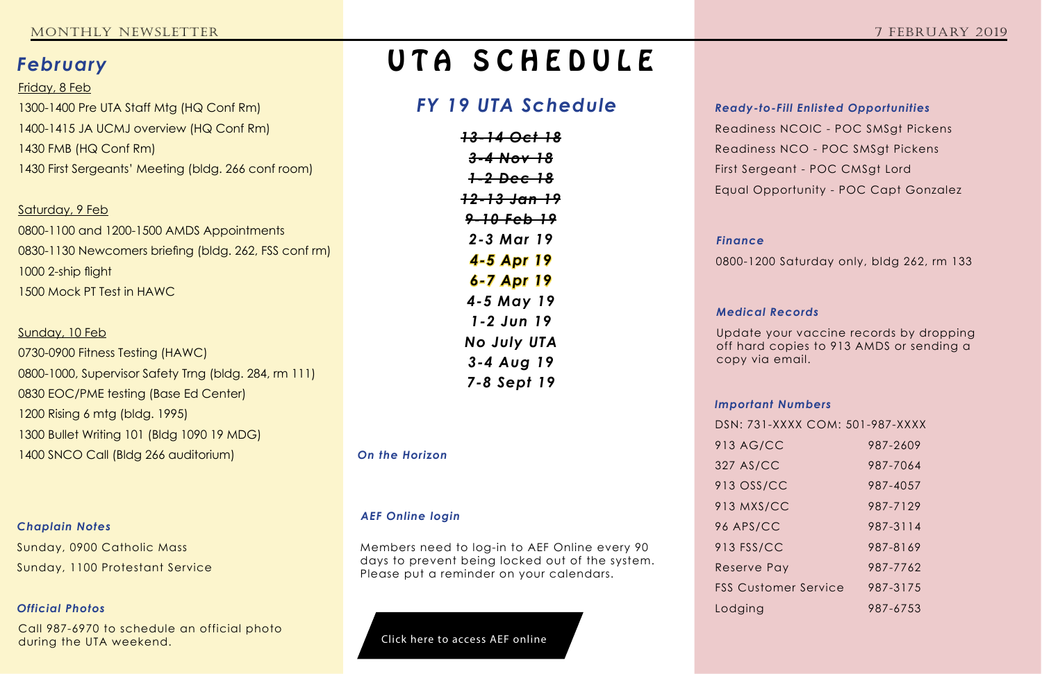# UTA SCHEDULE

## February

Friday, 8 Feb

1300-1400 Pre UTA Staff Mtg (HQ Conf Rm)

1400-1415 JA UCMJ overview (HQ Conf Rm)

1430 FMB (HQ Conf Rm)

1430 First Sergeants' Meeting (bldg. 266 conf room)

Saturday, 9 Feb

0800-1100 and 1200-1500 AMDS Appointments

0830-1130 Newcomers briefing (bldg. 262, FSS conf rm)

1000 2-ship flight

1500 Mock PT Test in HAWC

Sunday, 10 Feb

0730-0900 Fitness Testing (HAWC)

0800-1000, Supervisor Safety Trng (bldg. 284, rm 111)

0830 EOC/PME testing (Base Ed Center)

1200 Rising 6 mtg (bldg. 1995)

1300 Bullet Writing 101 (Bldg 1090 19 MDG)

1400 SNCO Call (Bldg 266 auditorium)

### Chaplain Notes

Sunday, 0900 Catholic Mass

Sunday, 1100 Protestant Service

### Official Photos

Call 987-6970 to schedule an official photo during the UTA weekend.

## FY 19 UTA Schedule

~~13-14 Oct 18~~

~~3-4 Nov 18~~

~~1-2 Dec 18~~

~~12-13 Jan 19~~

~~9-10 Feb 19~~

2-3 Mar 19

4-5 Apr 19

6-7 Apr 19

4-5 May 19

1-2 Jun 19

No July UTA

3-4 Aug 19

7-8 Sept 19

### On the Horizon

### AEF Online login

Members need to log-in to AEF Online every 90 days to prevent being locked out of the system. Please put a reminder on your calendars.

Click here to access AEF online

### Ready-to-Fill Enlisted Opportunities

Readiness NCOIC - POC SMSgt Pickens

Readiness NCO - POC SMSgt Pickens

First Sergeant - POC CMSgt Lord

Equal Opportunity - POC Capt Gonzalez

### Finance

0800-1200 Saturday only, bldg 262, rm 133

### Medical Records

Update your vaccine records by dropping off hard copies to 913 AMDS or sending a copy via email.

### Important Numbers

DSN: 731-XXXX COM: 501-987-XXXX

| | |
|---|---|
| 913 AG/CC | 987-2609 |
| 327 AS/CC | 987-7064 |
| 913 OSS/CC | 987-4057 |
| 913 MXS/CC | 987-7129 |
| 96 APS/CC | 987-3114 |
| 913 FSS/CC | 987-8169 |
| Reserve Pay | 987-7762 |
| FSS Customer Service | 987-3175 |
| Lodging | 987-6753 |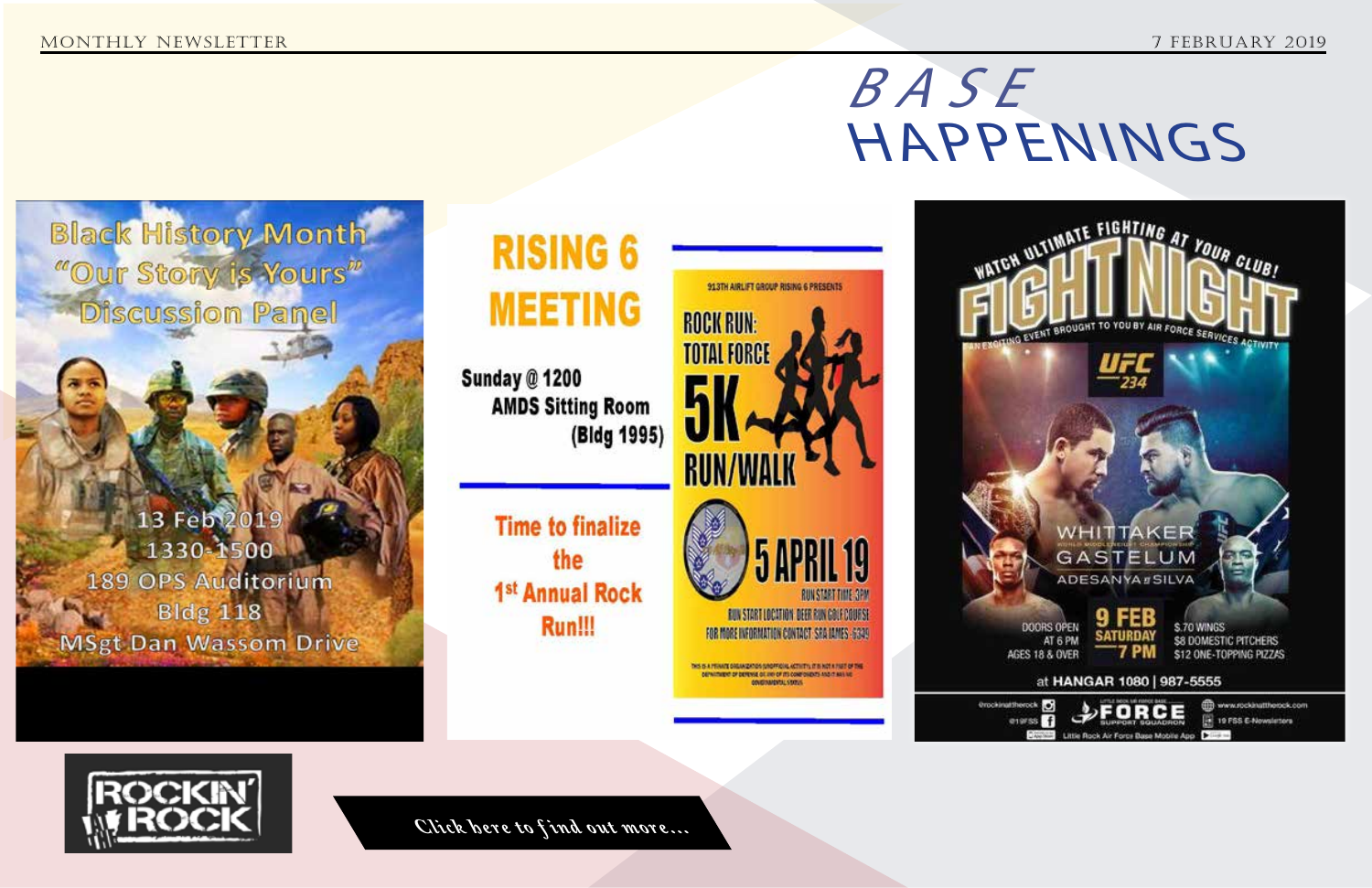# BASE HAPPENINGS

## Black History Month "Our Story is Yours" Discussion Panel

13 Feb 2019
1330-1500
189 OPS Auditorium
Bldg 118
MSgt Dan Wassom Drive

## RISING 6 MEETING

Sunday @ 1200
AMDS Sitting Room
(Bldg 1995)

Time to finalize the 1st Annual Rock Run!!!

913TH AIRLIFT GROUP RISING 6 PRESENTS

**ROCK RUN: TOTAL FORCE 5K RUN/WALK**

**5 APRIL 19**

RUN START TIME 3PM
RUN START LOCATION DEER RUN GOLF COURSE
FOR MORE INFORMATION CONTACT SRA JAMES 6349

THIS IS A PRIVATE ORGANIZATION UNOFFICIAL ACTIVITY. IT IS NOT A PART OF THE DEPARTMENT OF DEFENSE OR ANY OF ITS COMPONENTS AND IT HAS NO GOVERNMENTAL STATUS.

## WATCH ULTIMATE FIGHTING AT YOUR CLUB! FIGHT NIGHT

AN EXCITING EVENT BROUGHT TO YOU BY AIR FORCE SERVICES ACTIVITY

UFC 234

WHITTAKER
GASTELUM
ADESANYA vs SILVA

DOORS OPEN AT 6 PM
AGES 18 & OVER

9 FEB SATURDAY 7 PM

$.70 WINGS
$8 DOMESTIC PITCHERS
$12 ONE-TOPPING PIZZAS

at HANGAR 1080 | 987-5555

@rockinattherock · @19FSS · Little Rock Air Force Base Mobile App · www.rockinattherock.com · 19 FSS E-Newsletters

FORCE SUPPORT SQUADRON

ROCKIN' ROCK

Click here to find out more...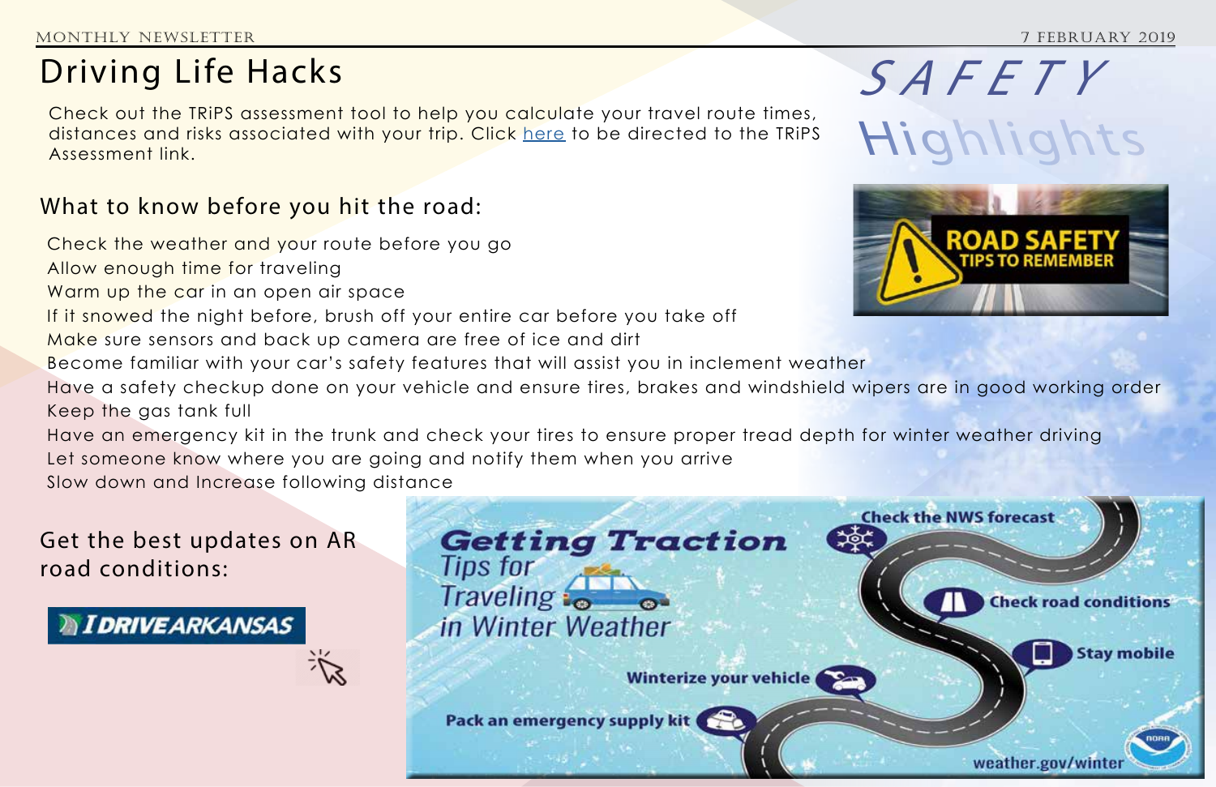# Driving Life Hacks

Check out the TRiPS assessment tool to help you calculate your travel route times, distances and risks associated with your trip. Click here to be directed to the TRiPS Assessment link.

## SAFETY Highlights

ROAD SAFETY TIPS TO REMEMBER

## What to know before you hit the road:

- Check the weather and your route before you go
- Allow enough time for traveling
- Warm up the car in an open air space
- If it snowed the night before, brush off your entire car before you take off
- Make sure sensors and back up camera are free of ice and dirt
- Become familiar with your car's safety features that will assist you in inclement weather
- Have a safety checkup done on your vehicle and ensure tires, brakes and windshield wipers are in good working order
- Keep the gas tank full
- Have an emergency kit in the trunk and check your tires to ensure proper tread depth for winter weather driving
- Let someone know where you are going and notify them when you arrive
- Slow down and Increase following distance

## Get the best updates on AR road conditions:

IDRIVEARKANSAS

**Getting Traction**
*Tips for Traveling in Winter Weather*

- Check the NWS forecast
- Check road conditions
- Stay mobile
- Winterize your vehicle
- Pack an emergency supply kit

weather.gov/winter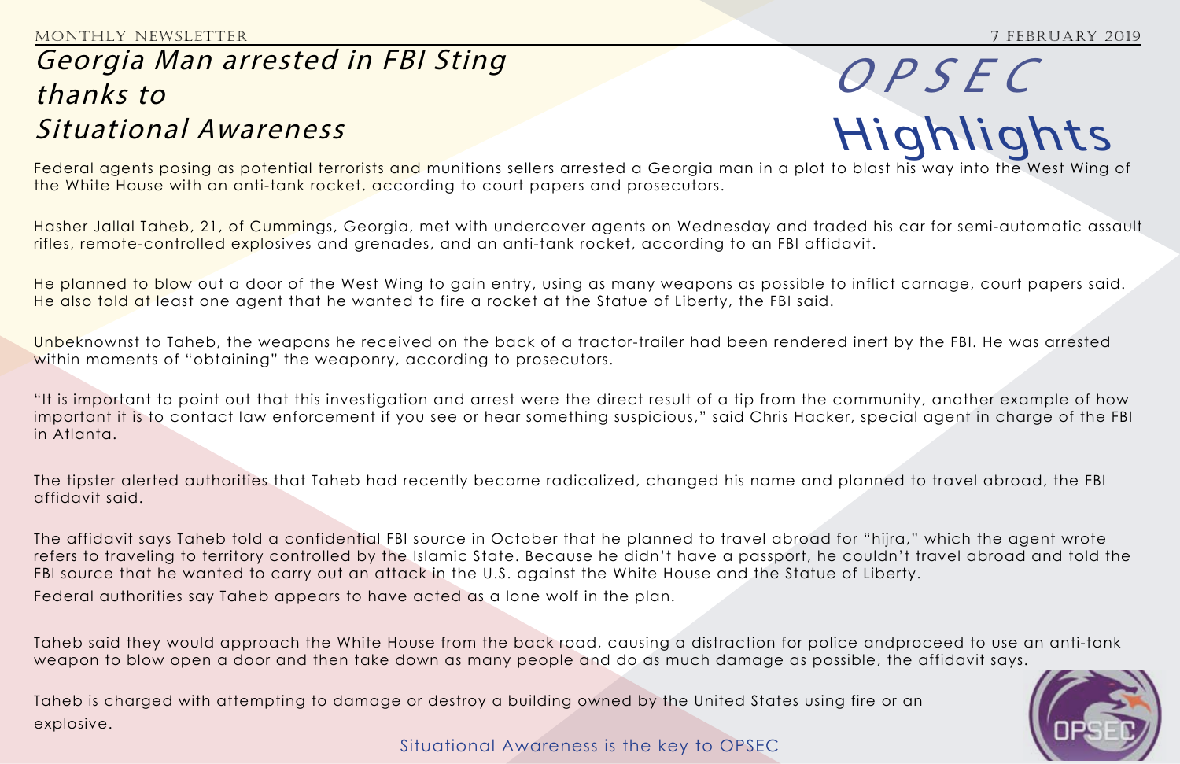MONTHLY NEWSLETTER

7 FEBRUARY 2019

# OPSEC Highlights

## Georgia Man arrested in FBI Sting thanks to Situational Awareness

Federal agents posing as potential terrorists and munitions sellers arrested a Georgia man in a plot to blast his way into the West Wing of the White House with an anti-tank rocket, according to court papers and prosecutors.

Hasher Jallal Taheb, 21, of Cummings, Georgia, met with undercover agents on Wednesday and traded his car for semi-automatic assault rifles, remote-controlled explosives and grenades, and an anti-tank rocket, according to an FBI affidavit.

He planned to blow out a door of the West Wing to gain entry, using as many weapons as possible to inflict carnage, court papers said. He also told at least one agent that he wanted to fire a rocket at the Statue of Liberty, the FBI said.

Unbeknownst to Taheb, the weapons he received on the back of a tractor-trailer had been rendered inert by the FBI. He was arrested within moments of "obtaining" the weaponry, according to prosecutors.

"It is important to point out that this investigation and arrest were the direct result of a tip from the community, another example of how important it is to contact law enforcement if you see or hear something suspicious," said Chris Hacker, special agent in charge of the FBI in Atlanta.

The tipster alerted authorities that Taheb had recently become radicalized, changed his name and planned to travel abroad, the FBI affidavit said.

The affidavit says Taheb told a confidential FBI source in October that he planned to travel abroad for "hijra," which the agent wrote refers to traveling to territory controlled by the Islamic State. Because he didn't have a passport, he couldn't travel abroad and told the FBI source that he wanted to carry out an attack in the U.S. against the White House and the Statue of Liberty.

Federal authorities say Taheb appears to have acted as a lone wolf in the plan.

Taheb said they would approach the White House from the back road, causing a distraction for police andproceed to use an anti-tank weapon to blow open a door and then take down as many people and do as much damage as possible, the affidavit says.

Taheb is charged with attempting to damage or destroy a building owned by the United States using fire or an explosive.

Situational Awareness is the key to OPSEC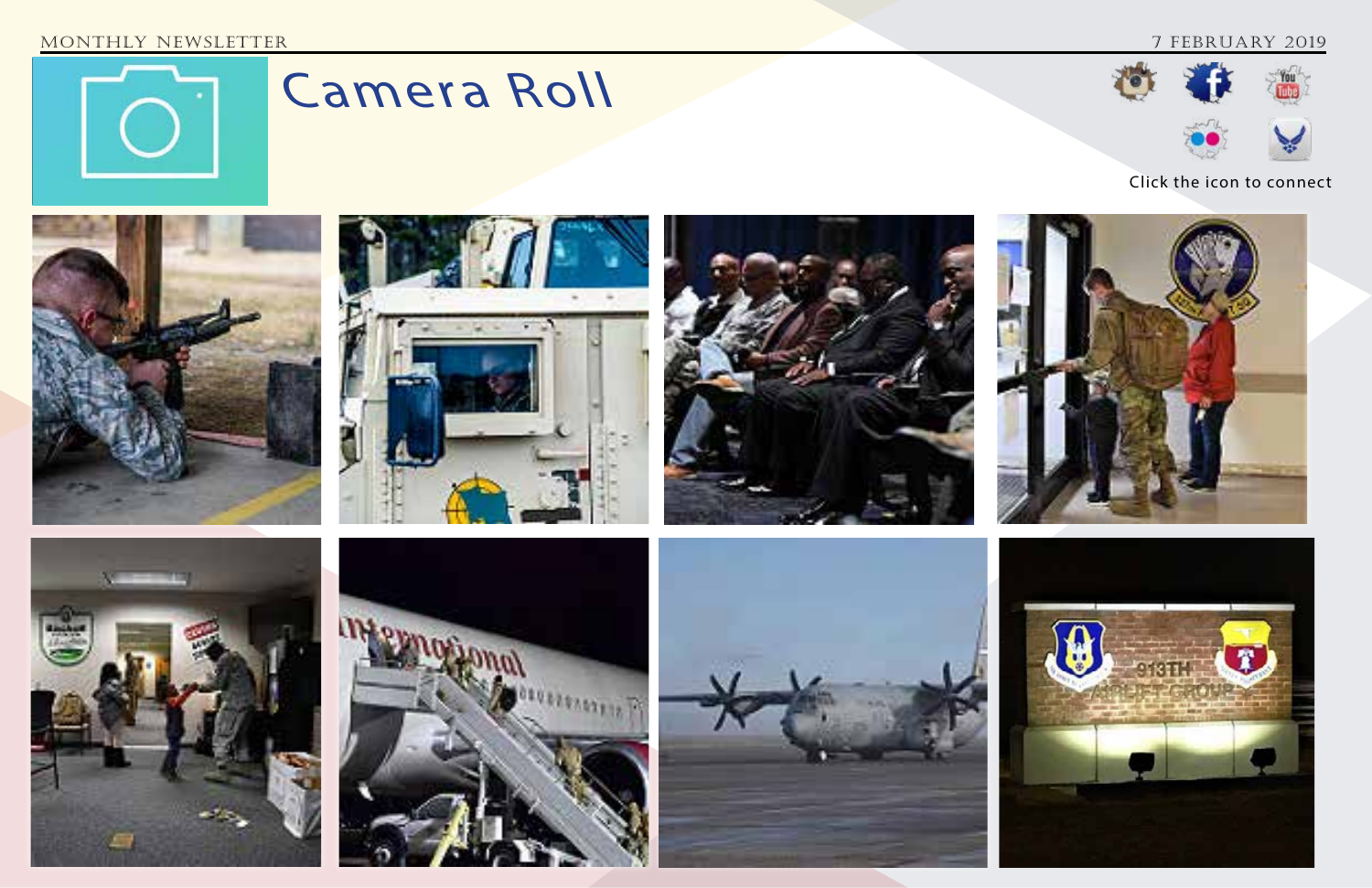# Camera Roll

Click the icon to connect